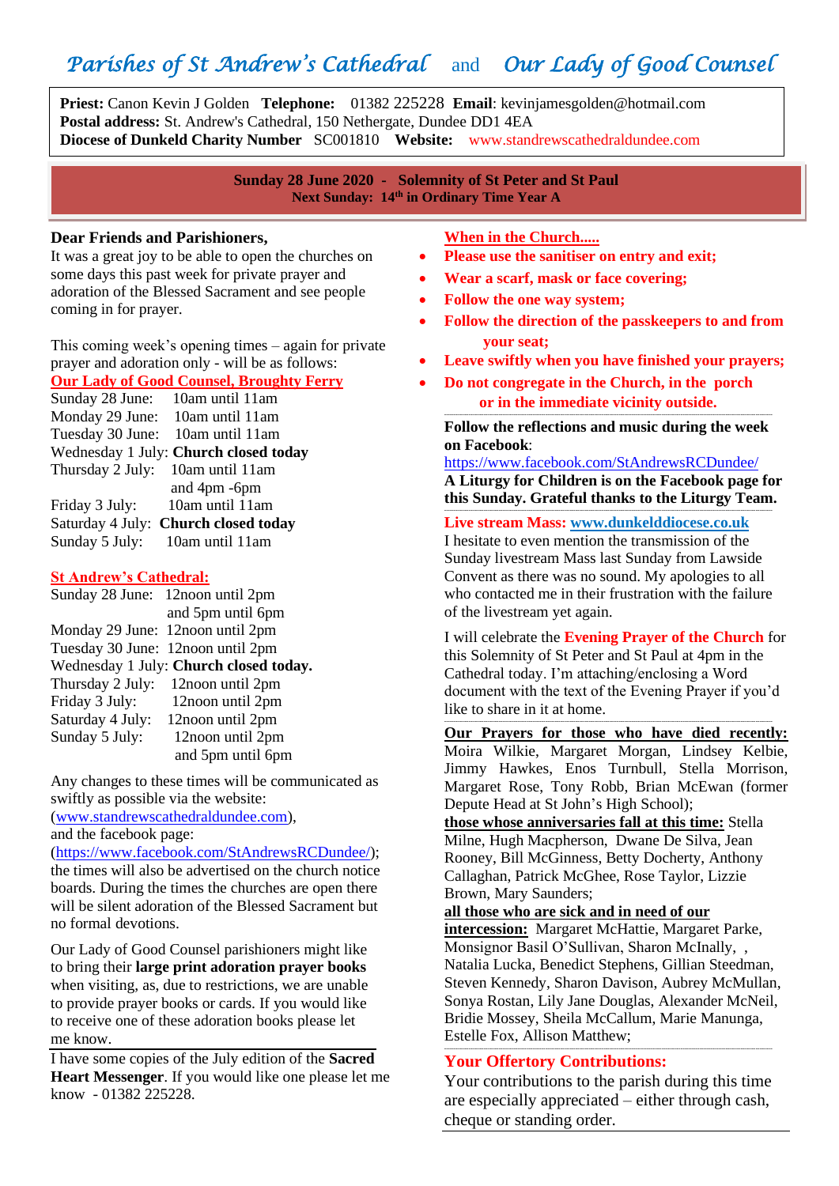# *Parishes of St Andrew's Cathedral* and *Our Lady of Good Counsel*

**Priest:** Canon Kevin J Golden **Telephone:** 01382 225228 **Email**: kevinjamesgolden@hotmail.com
**Postal address:** St. Andrew's Cathedral, 150 Nethergate, Dundee DD1 4EA
**Diocese of Dunkeld Charity Number** SC001810 **Website:** www.standrewscathedraldundee.com

**Sunday 28 June 2020 - Solemnity of St Peter and St Paul**
**Next Sunday: 14th in Ordinary Time Year A**

**Dear Friends and Parishioners,**
It was a great joy to be able to open the churches on some days this past week for private prayer and adoration of the Blessed Sacrament and see people coming in for prayer.

This coming week's opening times – again for private prayer and adoration only - will be as follows:

**Our Lady of Good Counsel, Broughty Ferry**

Sunday 28 June: 10am until 11am
Monday 29 June: 10am until 11am
Tuesday 30 June: 10am until 11am
Wednesday 1 July: **Church closed today**
Thursday 2 July: 10am until 11am and 4pm -6pm
Friday 3 July: 10am until 11am
Saturday 4 July: **Church closed today**
Sunday 5 July: 10am until 11am

**St Andrew's Cathedral:**

Sunday 28 June: 12noon until 2pm and 5pm until 6pm
Monday 29 June: 12noon until 2pm
Tuesday 30 June: 12noon until 2pm
Wednesday 1 July: **Church closed today.**
Thursday 2 July: 12noon until 2pm
Friday 3 July: 12noon until 2pm
Saturday 4 July: 12noon until 2pm
Sunday 5 July: 12noon until 2pm and 5pm until 6pm

Any changes to these times will be communicated as swiftly as possible via the website: (www.standrewscathedraldundee.com), and the facebook page: (https://www.facebook.com/StAndrewsRCDundee/); the times will also be advertised on the church notice boards. During the times the churches are open there will be silent adoration of the Blessed Sacrament but no formal devotions.

Our Lady of Good Counsel parishioners might like to bring their **large print adoration prayer books** when visiting, as, due to restrictions, we are unable to provide prayer books or cards. If you would like to receive one of these adoration books please let me know.

I have some copies of the July edition of the **Sacred Heart Messenger**. If you would like one please let me know - 01382 225228.

**When in the Church.....**

- **Please use the sanitiser on entry and exit;**
- **Wear a scarf, mask or face covering;**
- **Follow the one way system;**
- **Follow the direction of the passkeepers to and from your seat;**
- **Leave swiftly when you have finished your prayers;**
- **Do not congregate in the Church, in the porch or in the immediate vicinity outside.**

**Follow the reflections and music during the week on Facebook**:
https://www.facebook.com/StAndrewsRCDundee/
**A Liturgy for Children is on the Facebook page for this Sunday. Grateful thanks to the Liturgy Team.**

**Live stream Mass:** www.dunkelddiocese.co.uk
I hesitate to even mention the transmission of the Sunday livestream Mass last Sunday from Lawside Convent as there was no sound. My apologies to all who contacted me in their frustration with the failure of the livestream yet again.

I will celebrate the **Evening Prayer of the Church** for this Solemnity of St Peter and St Paul at 4pm in the Cathedral today. I'm attaching/enclosing a Word document with the text of the Evening Prayer if you'd like to share in it at home.

**Our Prayers for those who have died recently:** Moira Wilkie, Margaret Morgan, Lindsey Kelbie, Jimmy Hawkes, Enos Turnbull, Stella Morrison, Margaret Rose, Tony Robb, Brian McEwan (former Depute Head at St John's High School);
**those whose anniversaries fall at this time:** Stella Milne, Hugh Macpherson, Dwane De Silva, Jean Rooney, Bill McGinness, Betty Docherty, Anthony Callaghan, Patrick McGhee, Rose Taylor, Lizzie Brown, Mary Saunders;
**all those who are sick and in need of our intercession:** Margaret McHattie, Margaret Parke, Monsignor Basil O'Sullivan, Sharon McInally, , Natalia Lucka, Benedict Stephens, Gillian Steedman, Steven Kennedy, Sharon Davison, Aubrey McMullan, Sonya Rostan, Lily Jane Douglas, Alexander McNeil, Bridie Mossey, Sheila McCallum, Marie Manunga, Estelle Fox, Allison Matthew;

**Your Offertory Contributions:**
Your contributions to the parish during this time are especially appreciated – either through cash, cheque or standing order.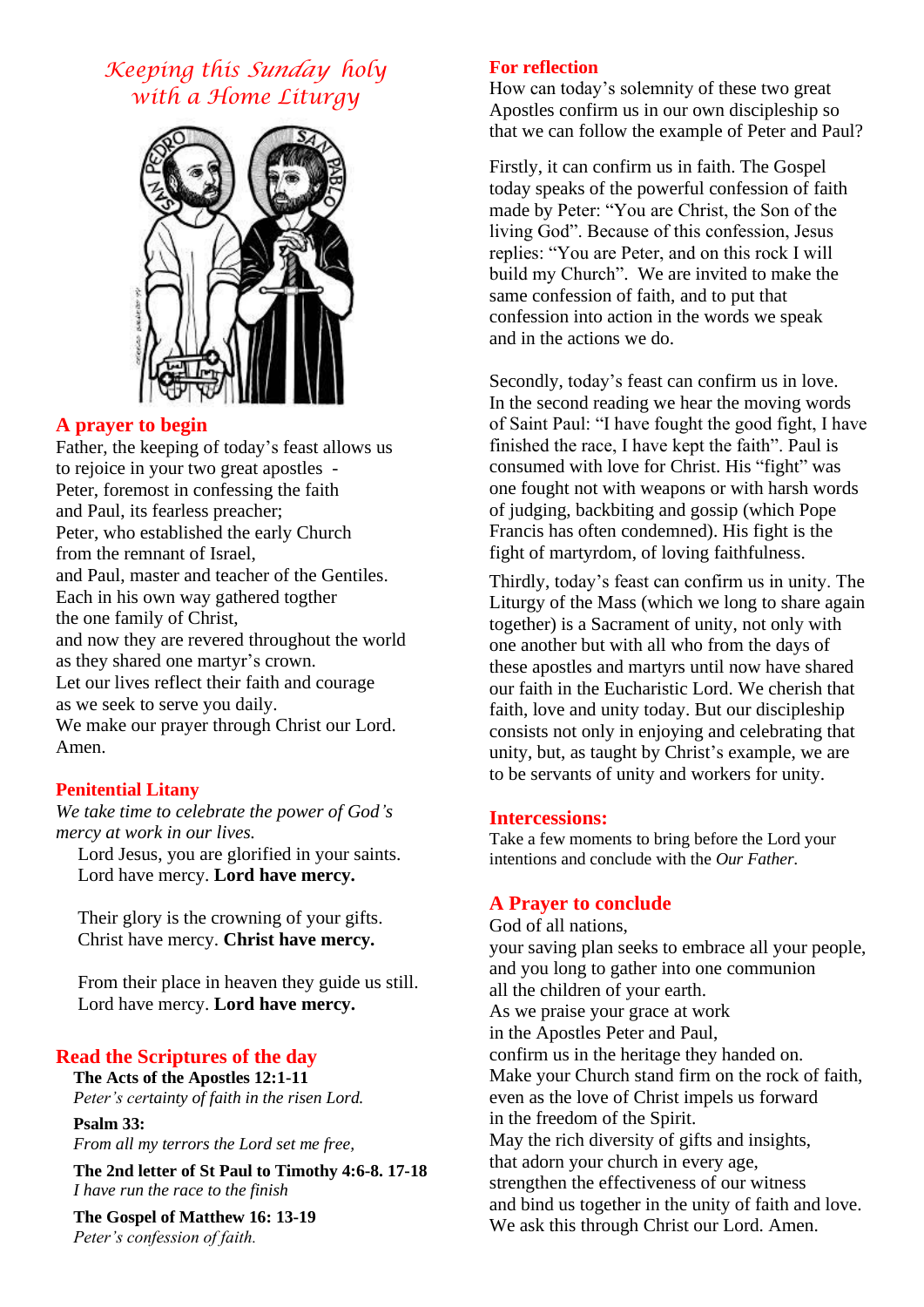# *Keeping this Sunday holy with a Home Liturgy*

## A prayer to begin

Father, the keeping of today's feast allows us
to rejoice in your two great apostles -
Peter, foremost in confessing the faith
and Paul, its fearless preacher;
Peter, who established the early Church
from the remnant of Israel,
and Paul, master and teacher of the Gentiles.
Each in his own way gathered togther
the one family of Christ,
and now they are revered throughout the world
as they shared one martyr's crown.
Let our lives reflect their faith and courage
as we seek to serve you daily.
We make our prayer through Christ our Lord.
Amen.

## Penitential Litany

*We take time to celebrate the power of God's mercy at work in our lives.*

Lord Jesus, you are glorified in your saints.
Lord have mercy. **Lord have mercy.**

Their glory is the crowning of your gifts.
Christ have mercy. **Christ have mercy.**

From their place in heaven they guide us still.
Lord have mercy. **Lord have mercy.**

## Read the Scriptures of the day

**The Acts of the Apostles 12:1-11**
*Peter's certainty of faith in the risen Lord.*

**Psalm 33:**
*From all my terrors the Lord set me free,*

**The 2nd letter of St Paul to Timothy 4:6-8. 17-18**
*I have run the race to the finish*

**The Gospel of Matthew 16: 13-19**
*Peter's confession of faith.*

## For reflection

How can today's solemnity of these two great Apostles confirm us in our own discipleship so that we can follow the example of Peter and Paul?

Firstly, it can confirm us in faith. The Gospel today speaks of the powerful confession of faith made by Peter: "You are Christ, the Son of the living God". Because of this confession, Jesus replies: "You are Peter, and on this rock I will build my Church". We are invited to make the same confession of faith, and to put that confession into action in the words we speak and in the actions we do.

Secondly, today's feast can confirm us in love. In the second reading we hear the moving words of Saint Paul: "I have fought the good fight, I have finished the race, I have kept the faith". Paul is consumed with love for Christ. His "fight" was one fought not with weapons or with harsh words of judging, backbiting and gossip (which Pope Francis has often condemned). His fight is the fight of martyrdom, of loving faithfulness.

Thirdly, today's feast can confirm us in unity. The Liturgy of the Mass (which we long to share again together) is a Sacrament of unity, not only with one another but with all who from the days of these apostles and martyrs until now have shared our faith in the Eucharistic Lord. We cherish that faith, love and unity today. But our discipleship consists not only in enjoying and celebrating that unity, but, as taught by Christ's example, we are to be servants of unity and workers for unity.

## Intercessions:

Take a few moments to bring before the Lord your intentions and conclude with the *Our Father.*

## A Prayer to conclude

God of all nations,
your saving plan seeks to embrace all your people,
and you long to gather into one communion
all the children of your earth.
As we praise your grace at work
in the Apostles Peter and Paul,
confirm us in the heritage they handed on.
Make your Church stand firm on the rock of faith,
even as the love of Christ impels us forward
in the freedom of the Spirit.
May the rich diversity of gifts and insights,
that adorn your church in every age,
strengthen the effectiveness of our witness
and bind us together in the unity of faith and love.
We ask this through Christ our Lord. Amen.